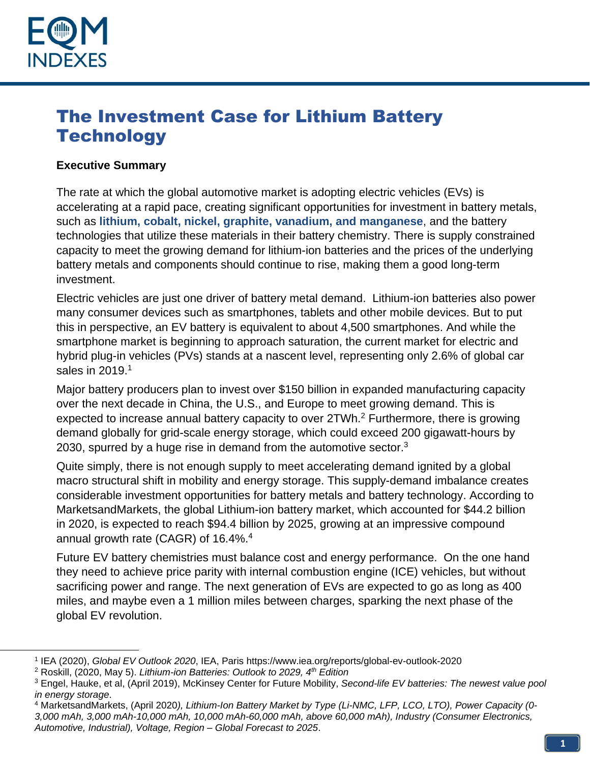# The Investment Case for Lithium Battery Technology

**Executive Summary**

The rate at which the global automotive market is adopting electric vehicles (EVs) is accelerating at a rapid pace, creating significant opportunities for investment in battery metals, such as **lithium, cobalt, nickel, graphite, vanadium, and manganese**, and the battery technologies that utilize these materials in their battery chemistry. There is supply constrained capacity to meet the growing demand for lithium-ion batteries and the prices of the underlying battery metals and components should continue to rise, making them a good long-term investment.

Electric vehicles are just one driver of battery metal demand. Lithium-ion batteries also power many consumer devices such as smartphones, tablets and other mobile devices. But to put this in perspective, an EV battery is equivalent to about 4,500 smartphones. And while the smartphone market is beginning to approach saturation, the current market for electric and hybrid plug-in vehicles (PVs) stands at a nascent level, representing only 2.6% of global car sales in 2019.[1]

Major battery producers plan to invest over $150 billion in expanded manufacturing capacity over the next decade in China, the U.S., and Europe to meet growing demand. This is expected to increase annual battery capacity to over 2TWh.[2] Furthermore, there is growing demand globally for grid-scale energy storage, which could exceed 200 gigawatt-hours by 2030, spurred by a huge rise in demand from the automotive sector.[3]

Quite simply, there is not enough supply to meet accelerating demand ignited by a global macro structural shift in mobility and energy storage. This supply-demand imbalance creates considerable investment opportunities for battery metals and battery technology. According to MarketsandMarkets, the global Lithium-ion battery market, which accounted for $44.2 billion in 2020, is expected to reach $94.4 billion by 2025, growing at an impressive compound annual growth rate (CAGR) of 16.4%.[4]

Future EV battery chemistries must balance cost and energy performance. On the one hand they need to achieve price parity with internal combustion engine (ICE) vehicles, but without sacrificing power and range. The next generation of EVs are expected to go as long as 400 miles, and maybe even a 1 million miles between charges, sparking the next phase of the global EV revolution.

---

[1] IEA (2020), *Global EV Outlook 2020*, IEA, Paris https://www.iea.org/reports/global-ev-outlook-2020

[2] Roskill, (2020, May 5). *Lithium-ion Batteries: Outlook to 2029, 4th Edition*

[3] Engel, Hauke, et al, (April 2019), McKinsey Center for Future Mobility, *Second-life EV batteries: The newest value pool in energy storage*.

[4] MarketsandMarkets, (April 2020*), Lithium-Ion Battery Market by Type (Li-NMC, LFP, LCO, LTO), Power Capacity (0-3,000 mAh, 3,000 mAh-10,000 mAh, 10,000 mAh-60,000 mAh, above 60,000 mAh), Industry (Consumer Electronics, Automotive, Industrial), Voltage, Region – Global Forecast to 2025*.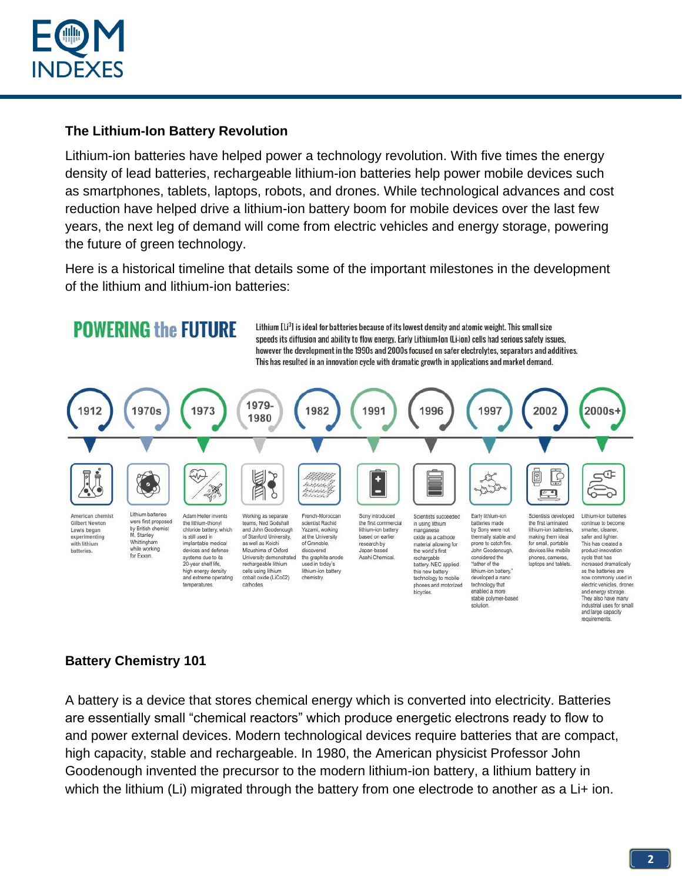## The Lithium-Ion Battery Revolution

Lithium-ion batteries have helped power a technology revolution. With five times the energy density of lead batteries, rechargeable lithium-ion batteries help power mobile devices such as smartphones, tablets, laptops, robots, and drones. While technological advances and cost reduction have helped drive a lithium-ion battery boom for mobile devices over the last few years, the next leg of demand will come from electric vehicles and energy storage, powering the future of green technology.

Here is a historical timeline that details some of the important milestones in the development of the lithium and lithium-ion batteries:

**POWERING the FUTURE**

Lithium [$Li^3$] is ideal for batteries because of its lowest density and atomic weight. This small size speeds its diffusion and ability to flow energy. Early Lithium-Ion (Li-ion) cells had serious safety issues, however the development in the 1990s and 2000s focused on safer electrolytes, separators and additives. This has resulted in an innovation cycle with dramatic growth in applications and market demand.

- **1912**: American chemist Gilbert Newton Lewis began experimenting with lithium batteries.
- **1970s**: Lithium batteries were first proposed by British chemist M. Stanley Whittingham while working for Exxon.
- **1973**: Adam Heller invents the lithium-thionyl chloride battery, which is still used in implantable medical devices and defense systems due to its 20-year shelf life, high energy density and extreme operating temperatures.
- **1979-1980**: Working as separate teams, Ned Godshall and John Goodenough of Stanford University, as well as Koichi Mizushima of Oxford University demonstrated rechargeable lithium cells using lithium cobalt oxide ($LiCoO_2$) cathodes.
- **1982**: French-Moroccan scientist Rachid Yazami, working at the University of Grenoble, discovered the graphite anode used in today's lithium-ion battery chemistry.
- **1991**: Sony introduced the first commercial lithium-ion battery based on earlier research by Japan-based Asahi Chemical.
- **1996**: Scientists succeeded in using lithium manganese oxide as a cathode material allowing for the world's first rechargable battery. NEC applied this new battery technology to mobile phones and motorized bicycles.
- **1997**: Early lithium-ion batteries made by Sony were not thermally stable and prone to catch fire. John Goodenough, considered the "father of the lithium-ion battery," developed a nano technology that enabled a more stable polymer-based solution.
- **2002**: Scientists developed the first laminated lithium-ion batteries, making them ideal for small, portable devices like mobile phones, cameras, laptops and tablets.
- **2000s+**: Lithium-ion batteries continue to become smarter, cleaner, safer and lighter. This has created a product-innovation cycle that has increased dramatically as the batteries are now commonly used in electric vehicles, drones and energy storage. They also have many industrial uses for small and large capacity requirements.

## Battery Chemistry 101

A battery is a device that stores chemical energy which is converted into electricity. Batteries are essentially small "chemical reactors" which produce energetic electrons ready to flow to and power external devices. Modern technological devices require batteries that are compact, high capacity, stable and rechargeable. In 1980, the American physicist Professor John Goodenough invented the precursor to the modern lithium-ion battery, a lithium battery in which the lithium (Li) migrated through the battery from one electrode to another as a $Li^+$ ion.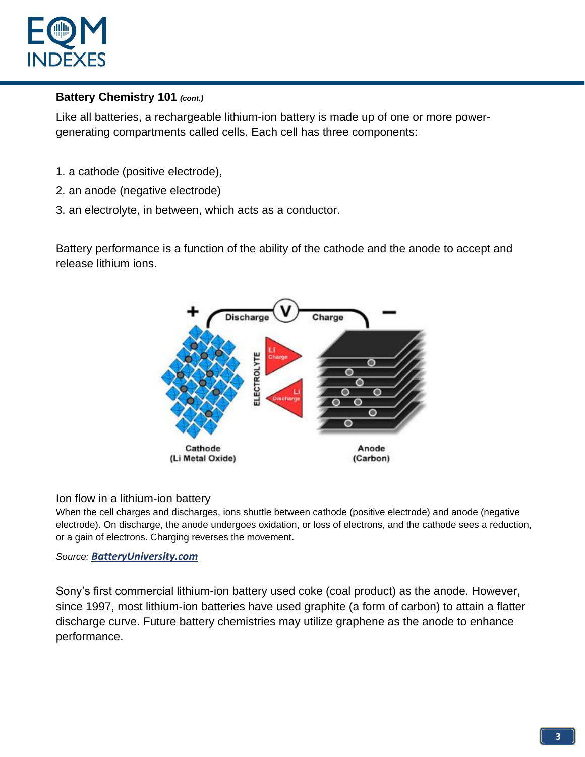## Battery Chemistry 101 *(cont.)*

Like all batteries, a rechargeable lithium-ion battery is made up of one or more power-generating compartments called cells. Each cell has three components:

1. a cathode (positive electrode),
2. an anode (negative electrode)
3. an electrolyte, in between, which acts as a conductor.

Battery performance is a function of the ability of the cathode and the anode to accept and release lithium ions.

Ion flow in a lithium-ion battery

When the cell charges and discharges, ions shuttle between cathode (positive electrode) and anode (negative electrode). On discharge, the anode undergoes oxidation, or loss of electrons, and the cathode sees a reduction, or a gain of electrons. Charging reverses the movement.

*Source:* ***BatteryUniversity.com***

Sony's first commercial lithium-ion battery used coke (coal product) as the anode. However, since 1997, most lithium-ion batteries have used graphite (a form of carbon) to attain a flatter discharge curve. Future battery chemistries may utilize graphene as the anode to enhance performance.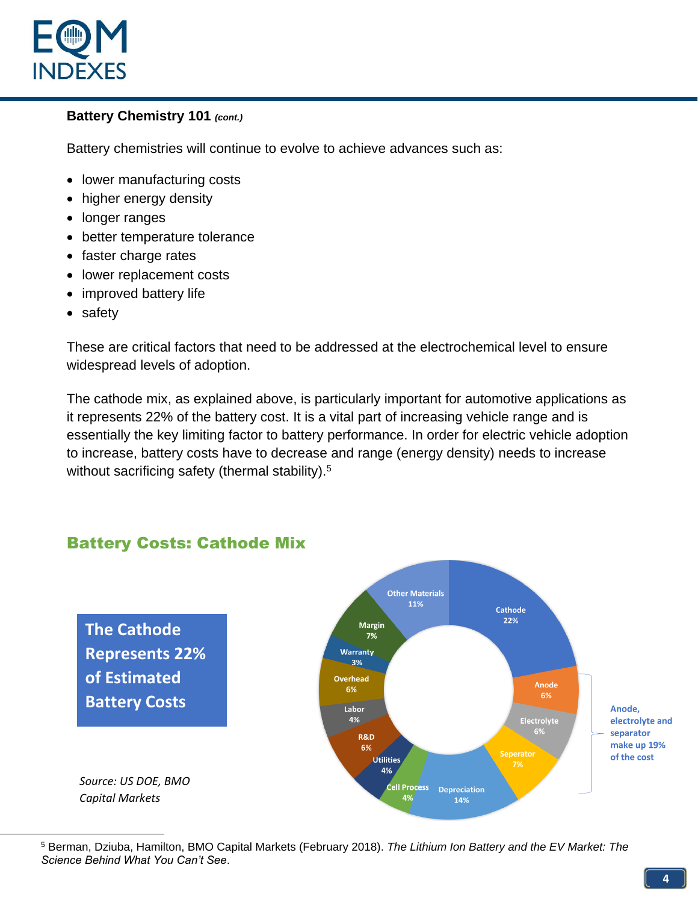### Battery Chemistry 101 *(cont.)*

Battery chemistries will continue to evolve to achieve advances such as:

- lower manufacturing costs
- higher energy density
- longer ranges
- better temperature tolerance
- faster charge rates
- lower replacement costs
- improved battery life
- safety

These are critical factors that need to be addressed at the electrochemical level to ensure widespread levels of adoption.

The cathode mix, as explained above, is particularly important for automotive applications as it represents 22% of the battery cost. It is a vital part of increasing vehicle range and is essentially the key limiting factor to battery performance. In order for electric vehicle adoption to increase, battery costs have to decrease and range (energy density) needs to increase without sacrificing safety (thermal stability).[5]

## Battery Costs: Cathode Mix

**The Cathode Represents 22% of Estimated Battery Costs**

| Component | Share |
|---|---|
| Cathode | 22% |
| Anode | 6% |
| Electrolyte | 6% |
| Seperator | 7% |
| Depreciation | 14% |
| Cell Process | 4% |
| Utilities | 4% |
| R&D | 6% |
| Labor | 4% |
| Overhead | 6% |
| Warranty | 3% |
| Margin | 7% |
| Other Materials | 11% |

Anode, electrolyte and separator make up 19% of the cost

*Source: US DOE, BMO Capital Markets*

---

[5] Berman, Dziuba, Hamilton, BMO Capital Markets (February 2018). *The Lithium Ion Battery and the EV Market: The Science Behind What You Can't See*.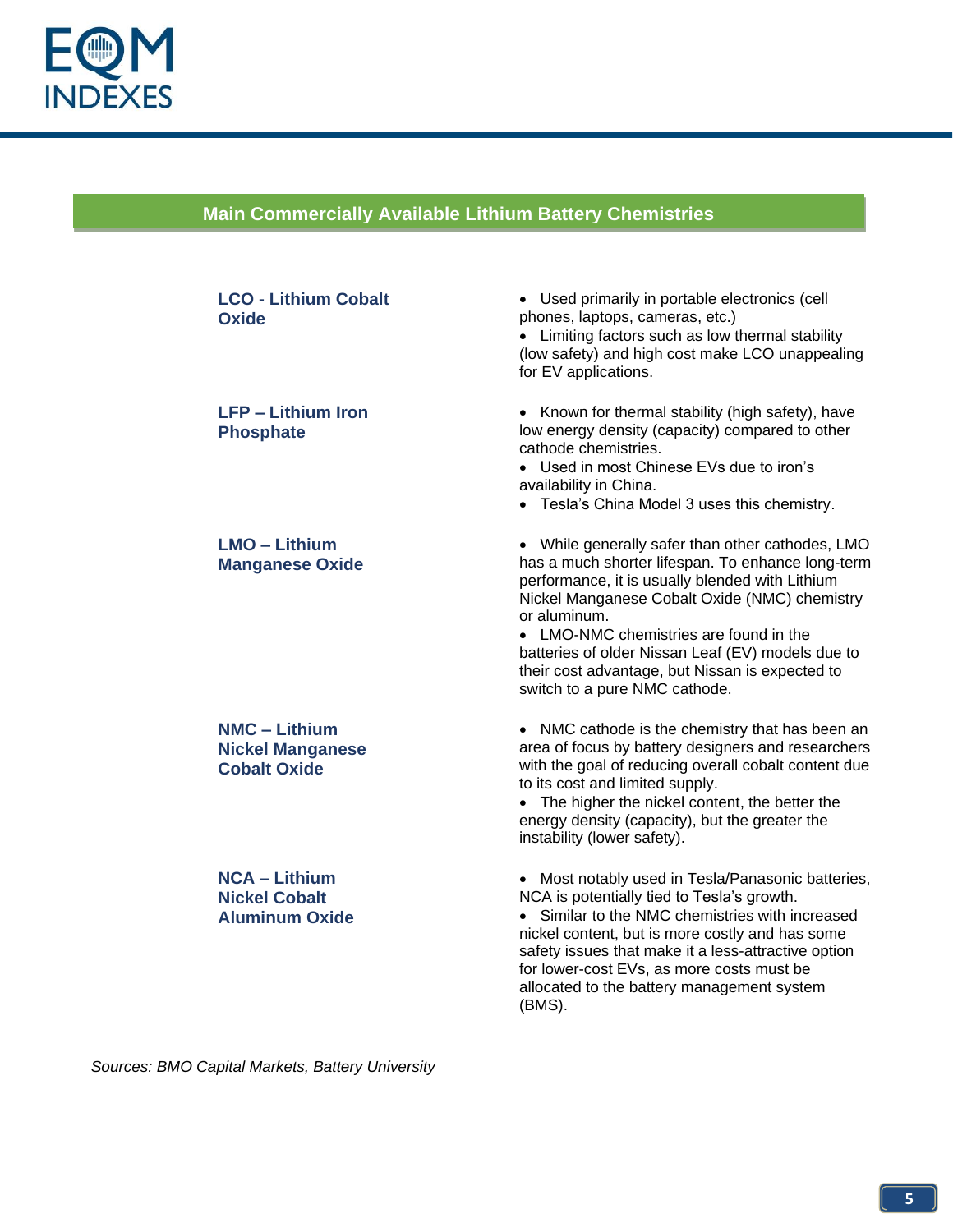## Main Commercially Available Lithium Battery Chemistries

| | |
|---|---|
| **LCO - Lithium Cobalt Oxide** | • Used primarily in portable electronics (cell phones, laptops, cameras, etc.)<br>• Limiting factors such as low thermal stability (low safety) and high cost make LCO unappealing for EV applications. |
| **LFP – Lithium Iron Phosphate** | • Known for thermal stability (high safety), have low energy density (capacity) compared to other cathode chemistries.<br>• Used in most Chinese EVs due to iron's availability in China.<br>• Tesla's China Model 3 uses this chemistry. |
| **LMO – Lithium Manganese Oxide** | • While generally safer than other cathodes, LMO has a much shorter lifespan. To enhance long-term performance, it is usually blended with Lithium Nickel Manganese Cobalt Oxide (NMC) chemistry or aluminum.<br>• LMO-NMC chemistries are found in the batteries of older Nissan Leaf (EV) models due to their cost advantage, but Nissan is expected to switch to a pure NMC cathode. |
| **NMC – Lithium Nickel Manganese Cobalt Oxide** | • NMC cathode is the chemistry that has been an area of focus by battery designers and researchers with the goal of reducing overall cobalt content due to its cost and limited supply.<br>• The higher the nickel content, the better the energy density (capacity), but the greater the instability (lower safety). |
| **NCA – Lithium Nickel Cobalt Aluminum Oxide** | • Most notably used in Tesla/Panasonic batteries, NCA is potentially tied to Tesla's growth.<br>• Similar to the NMC chemistries with increased nickel content, but is more costly and has some safety issues that make it a less-attractive option for lower-cost EVs, as more costs must be allocated to the battery management system (BMS). |

*Sources: BMO Capital Markets, Battery University*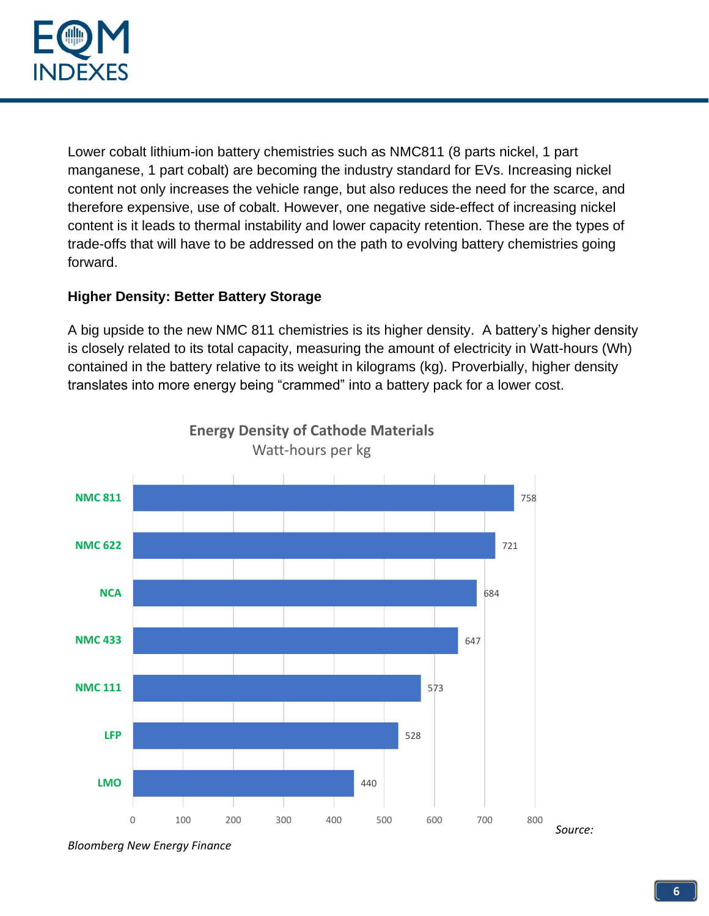Lower cobalt lithium-ion battery chemistries such as NMC811 (8 parts nickel, 1 part manganese, 1 part cobalt) are becoming the industry standard for EVs. Increasing nickel content not only increases the vehicle range, but also reduces the need for the scarce, and therefore expensive, use of cobalt. However, one negative side-effect of increasing nickel content is it leads to thermal instability and lower capacity retention. These are the types of trade-offs that will have to be addressed on the path to evolving battery chemistries going forward.

**Higher Density: Better Battery Storage**

A big upside to the new NMC 811 chemistries is its higher density. A battery's higher density is closely related to its total capacity, measuring the amount of electricity in Watt-hours (Wh) contained in the battery relative to its weight in kilograms (kg). Proverbially, higher density translates into more energy being "crammed" into a battery pack for a lower cost.

**Energy Density of Cathode Materials**
Watt-hours per kg

| Cathode Material | Watt-hours per kg |
|---|---|
| NMC 811 | 758 |
| NMC 622 | 721 |
| NCA | 684 |
| NMC 433 | 647 |
| NMC 111 | 573 |
| LFP | 528 |
| LMO | 440 |

*Source: Bloomberg New Energy Finance*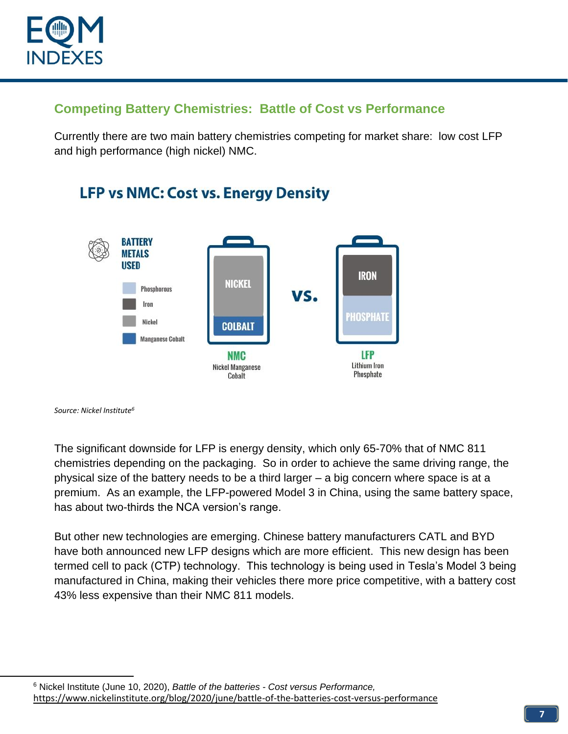## Competing Battery Chemistries: Battle of Cost vs Performance

Currently there are two main battery chemistries competing for market share: low cost LFP and high performance (high nickel) NMC.

### LFP vs NMC: Cost vs. Energy Density

BATTERY METALS USED

- Phosphorous
- Iron
- Nickel
- Manganese Cobalt

NICKEL
COLBALT

**NMC**
Nickel Manganese Cobalt

vs.

IRON
PHOSPHATE

**LFP**
Lithium Iron Phosphate

*Source: Nickel Institute*[6]

The significant downside for LFP is energy density, which only 65-70% that of NMC 811 chemistries depending on the packaging. So in order to achieve the same driving range, the physical size of the battery needs to be a third larger – a big concern where space is at a premium. As an example, the LFP-powered Model 3 in China, using the same battery space, has about two-thirds the NCA version's range.

But other new technologies are emerging. Chinese battery manufacturers CATL and BYD have both announced new LFP designs which are more efficient. This new design has been termed cell to pack (CTP) technology. This technology is being used in Tesla's Model 3 being manufactured in China, making their vehicles there more price competitive, with a battery cost 43% less expensive than their NMC 811 models.

---

[6] Nickel Institute (June 10, 2020), *Battle of the batteries - Cost versus Performance,* https://www.nickelinstitute.org/blog/2020/june/battle-of-the-batteries-cost-versus-performance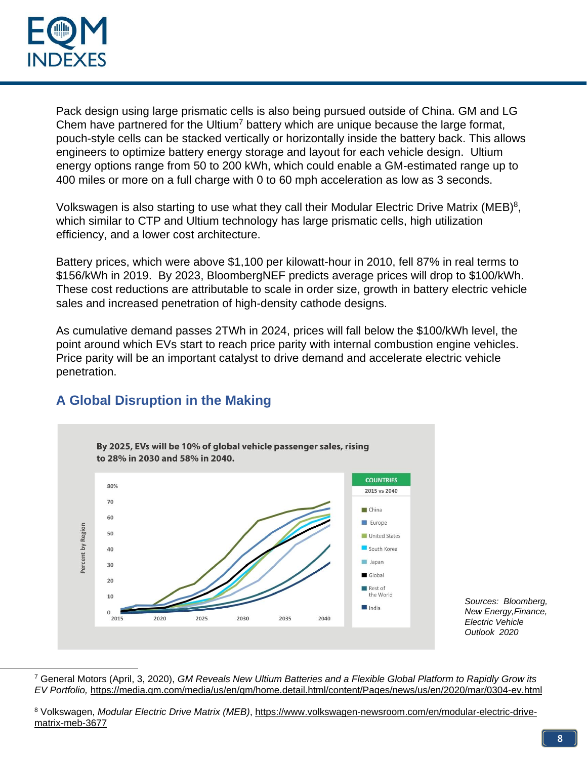Pack design using large prismatic cells is also being pursued outside of China. GM and LG Chem have partnered for the Ultium[7] battery which are unique because the large format, pouch-style cells can be stacked vertically or horizontally inside the battery back. This allows engineers to optimize battery energy storage and layout for each vehicle design. Ultium energy options range from 50 to 200 kWh, which could enable a GM-estimated range up to 400 miles or more on a full charge with 0 to 60 mph acceleration as low as 3 seconds.

Volkswagen is also starting to use what they call their Modular Electric Drive Matrix (MEB)[8], which similar to CTP and Ultium technology has large prismatic cells, high utilization efficiency, and a lower cost architecture.

Battery prices, which were above $1,100 per kilowatt-hour in 2010, fell 87% in real terms to $156/kWh in 2019. By 2023, BloombergNEF predicts average prices will drop to $100/kWh. These cost reductions are attributable to scale in order size, growth in battery electric vehicle sales and increased penetration of high-density cathode designs.

As cumulative demand passes 2TWh in 2024, prices will fall below the $100/kWh level, the point around which EVs start to reach price parity with internal combustion engine vehicles. Price parity will be an important catalyst to drive demand and accelerate electric vehicle penetration.

## A Global Disruption in the Making

**By 2025, EVs will be 10% of global vehicle passenger sales, rising to 28% in 2030 and 58% in 2040.**

*Sources: Bloomberg, New Energy,Finance, Electric Vehicle Outlook 2020*

---

[7] General Motors (April, 3, 2020), *GM Reveals New Ultium Batteries and a Flexible Global Platform to Rapidly Grow its EV Portfolio,* https://media.gm.com/media/us/en/gm/home.detail.html/content/Pages/news/us/en/2020/mar/0304-ev.html

[8] Volkswagen, *Modular Electric Drive Matrix (MEB)*, https://www.volkswagen-newsroom.com/en/modular-electric-drive-matrix-meb-3677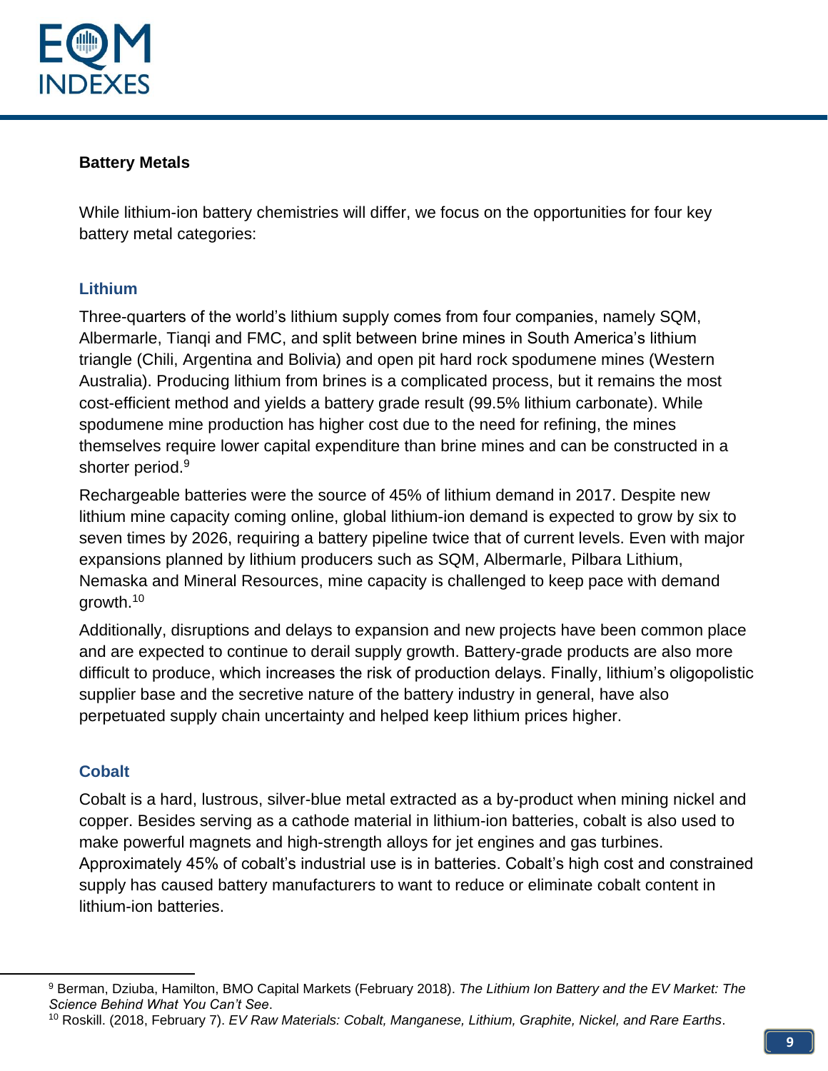## Battery Metals

While lithium-ion battery chemistries will differ, we focus on the opportunities for four key battery metal categories:

### Lithium

Three-quarters of the world's lithium supply comes from four companies, namely SQM, Albermarle, Tianqi and FMC, and split between brine mines in South America's lithium triangle (Chili, Argentina and Bolivia) and open pit hard rock spodumene mines (Western Australia). Producing lithium from brines is a complicated process, but it remains the most cost-efficient method and yields a battery grade result (99.5% lithium carbonate). While spodumene mine production has higher cost due to the need for refining, the mines themselves require lower capital expenditure than brine mines and can be constructed in a shorter period.[9]

Rechargeable batteries were the source of 45% of lithium demand in 2017. Despite new lithium mine capacity coming online, global lithium-ion demand is expected to grow by six to seven times by 2026, requiring a battery pipeline twice that of current levels. Even with major expansions planned by lithium producers such as SQM, Albermarle, Pilbara Lithium, Nemaska and Mineral Resources, mine capacity is challenged to keep pace with demand growth.[10]

Additionally, disruptions and delays to expansion and new projects have been common place and are expected to continue to derail supply growth. Battery-grade products are also more difficult to produce, which increases the risk of production delays. Finally, lithium's oligopolistic supplier base and the secretive nature of the battery industry in general, have also perpetuated supply chain uncertainty and helped keep lithium prices higher.

### Cobalt

Cobalt is a hard, lustrous, silver-blue metal extracted as a by-product when mining nickel and copper. Besides serving as a cathode material in lithium-ion batteries, cobalt is also used to make powerful magnets and high-strength alloys for jet engines and gas turbines. Approximately 45% of cobalt's industrial use is in batteries. Cobalt's high cost and constrained supply has caused battery manufacturers to want to reduce or eliminate cobalt content in lithium-ion batteries.

---

[9] Berman, Dziuba, Hamilton, BMO Capital Markets (February 2018). *The Lithium Ion Battery and the EV Market: The Science Behind What You Can't See*.

[10] Roskill. (2018, February 7). *EV Raw Materials: Cobalt, Manganese, Lithium, Graphite, Nickel, and Rare Earths*.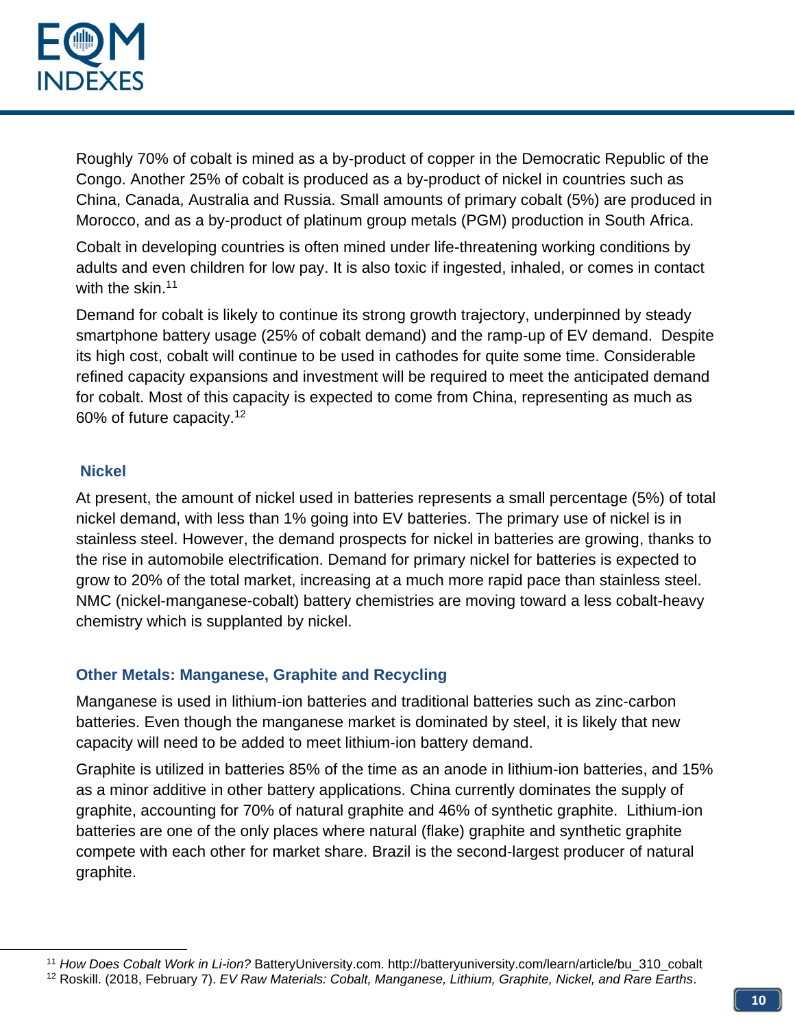Roughly 70% of cobalt is mined as a by-product of copper in the Democratic Republic of the Congo. Another 25% of cobalt is produced as a by-product of nickel in countries such as China, Canada, Australia and Russia. Small amounts of primary cobalt (5%) are produced in Morocco, and as a by-product of platinum group metals (PGM) production in South Africa.

Cobalt in developing countries is often mined under life-threatening working conditions by adults and even children for low pay. It is also toxic if ingested, inhaled, or comes in contact with the skin.[11]

Demand for cobalt is likely to continue its strong growth trajectory, underpinned by steady smartphone battery usage (25% of cobalt demand) and the ramp-up of EV demand. Despite its high cost, cobalt will continue to be used in cathodes for quite some time. Considerable refined capacity expansions and investment will be required to meet the anticipated demand for cobalt. Most of this capacity is expected to come from China, representing as much as 60% of future capacity.[12]

### Nickel

At present, the amount of nickel used in batteries represents a small percentage (5%) of total nickel demand, with less than 1% going into EV batteries. The primary use of nickel is in stainless steel. However, the demand prospects for nickel in batteries are growing, thanks to the rise in automobile electrification. Demand for primary nickel for batteries is expected to grow to 20% of the total market, increasing at a much more rapid pace than stainless steel. NMC (nickel-manganese-cobalt) battery chemistries are moving toward a less cobalt-heavy chemistry which is supplanted by nickel.

### Other Metals: Manganese, Graphite and Recycling

Manganese is used in lithium-ion batteries and traditional batteries such as zinc-carbon batteries. Even though the manganese market is dominated by steel, it is likely that new capacity will need to be added to meet lithium-ion battery demand.

Graphite is utilized in batteries 85% of the time as an anode in lithium-ion batteries, and 15% as a minor additive in other battery applications. China currently dominates the supply of graphite, accounting for 70% of natural graphite and 46% of synthetic graphite. Lithium-ion batteries are one of the only places where natural (flake) graphite and synthetic graphite compete with each other for market share. Brazil is the second-largest producer of natural graphite.

---

[11] *How Does Cobalt Work in Li-ion?* BatteryUniversity.com. http://batteryuniversity.com/learn/article/bu_310_cobalt

[12] Roskill. (2018, February 7). *EV Raw Materials: Cobalt, Manganese, Lithium, Graphite, Nickel, and Rare Earths*.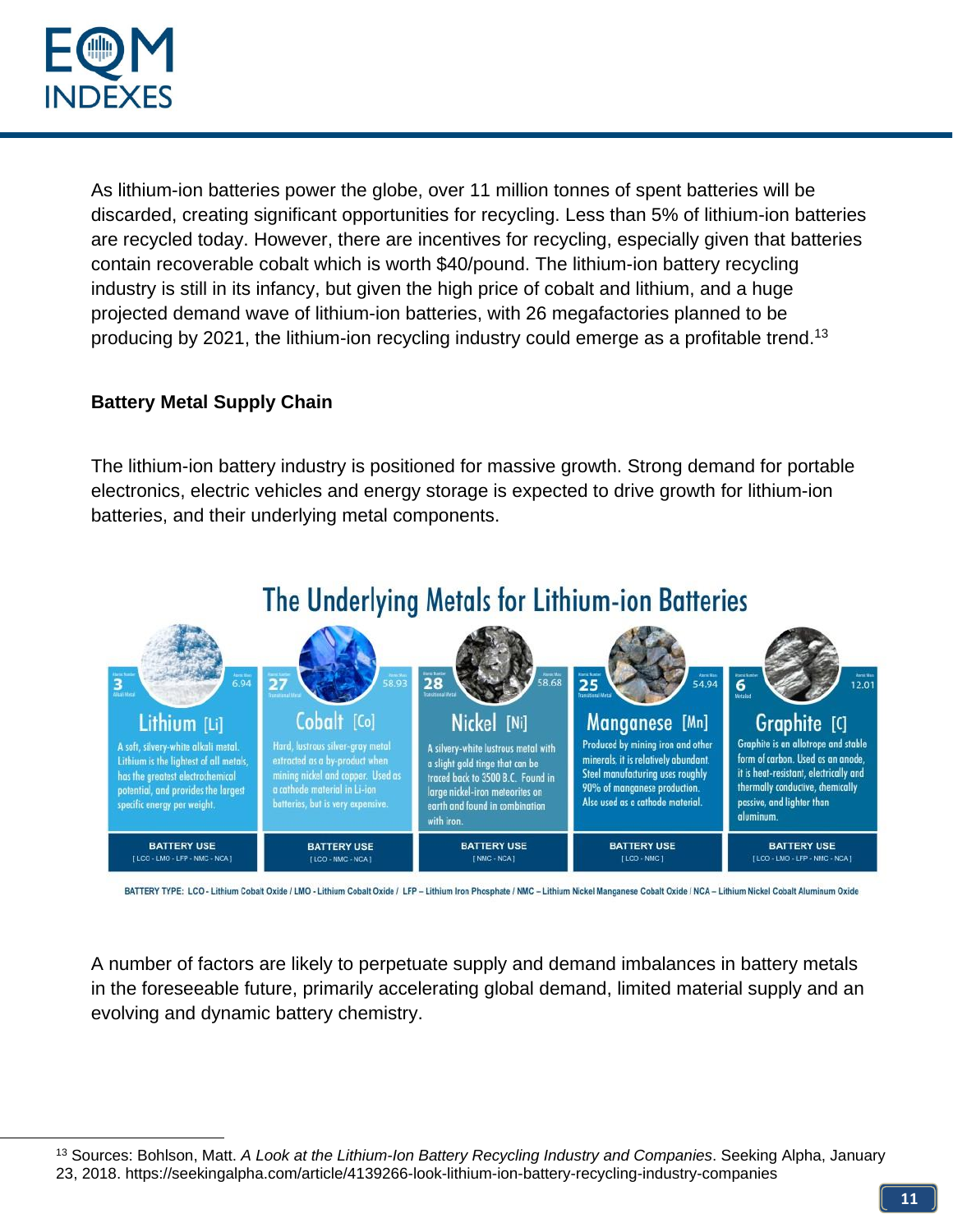As lithium-ion batteries power the globe, over 11 million tonnes of spent batteries will be discarded, creating significant opportunities for recycling. Less than 5% of lithium-ion batteries are recycled today. However, there are incentives for recycling, especially given that batteries contain recoverable cobalt which is worth $40/pound. The lithium-ion battery recycling industry is still in its infancy, but given the high price of cobalt and lithium, and a huge projected demand wave of lithium-ion batteries, with 26 megafactories planned to be producing by 2021, the lithium-ion recycling industry could emerge as a profitable trend.[13]

**Battery Metal Supply Chain**

The lithium-ion battery industry is positioned for massive growth. Strong demand for portable electronics, electric vehicles and energy storage is expected to drive growth for lithium-ion batteries, and their underlying metal components.

## The Underlying Metals for Lithium-ion Batteries

| | Lithium [Li] | Cobalt [Co] | Nickel [Ni] | Manganese [Mn] | Graphite [C] |
|---|---|---|---|---|---|
| Atomic Number | 3 | 27 | 28 | 25 | 6 |
| Atomic Mass | 6.94 | 58.93 | 58.68 | 54.94 | 12.01 |
| Type | Alkali Metal | Transitional Metal | Transitional Metal | Transitional Metal | Metaloid |
| Description | A soft, silvery-white alkali metal. Lithium is the lightest of all metals, has the greatest electrochemical potential, and provides the largest specific energy per weight. | Hard, lustrous silver-gray metal extracted as a by-product when mining nickel and copper. Used as a cathode material in Li-ion batteries, but is very expensive. | A silvery-white lustrous metal with a slight gold tinge that can be traced back to 3500 B.C. Found in large nickel-iron meteorites on earth and found in combination with iron. | Produced by mining iron and other minerals, it is relatively abundant. Steel manufacturing uses roughly 90% of manganese production. Also used as a cathode material. | Graphite is an allotrope and stable form of carbon. Used as an anode, it is heat-resistant, electrically and thermally conductive, chemically passive, and lighter than aluminum. |
| BATTERY USE | [ LCO - LMO - LFP - NMC - NCA ] | [ LCO - NMC - NCA ] | [ NMC - NCA ] | [ LCO - NMC ] | [ LCO - LMO - LFP - NMC - NCA ] |

BATTERY TYPE: LCO - Lithium Cobalt Oxide / LMO - Lithium Cobalt Oxide / LFP – Lithium Iron Phosphate / NMC – Lithium Nickel Manganese Cobalt Oxide / NCA – Lithium Nickel Cobalt Aluminum Oxide

A number of factors are likely to perpetuate supply and demand imbalances in battery metals in the foreseeable future, primarily accelerating global demand, limited material supply and an evolving and dynamic battery chemistry.

[13] Sources: Bohlson, Matt. *A Look at the Lithium-Ion Battery Recycling Industry and Companies*. Seeking Alpha, January 23, 2018. https://seekingalpha.com/article/4139266-look-lithium-ion-battery-recycling-industry-companies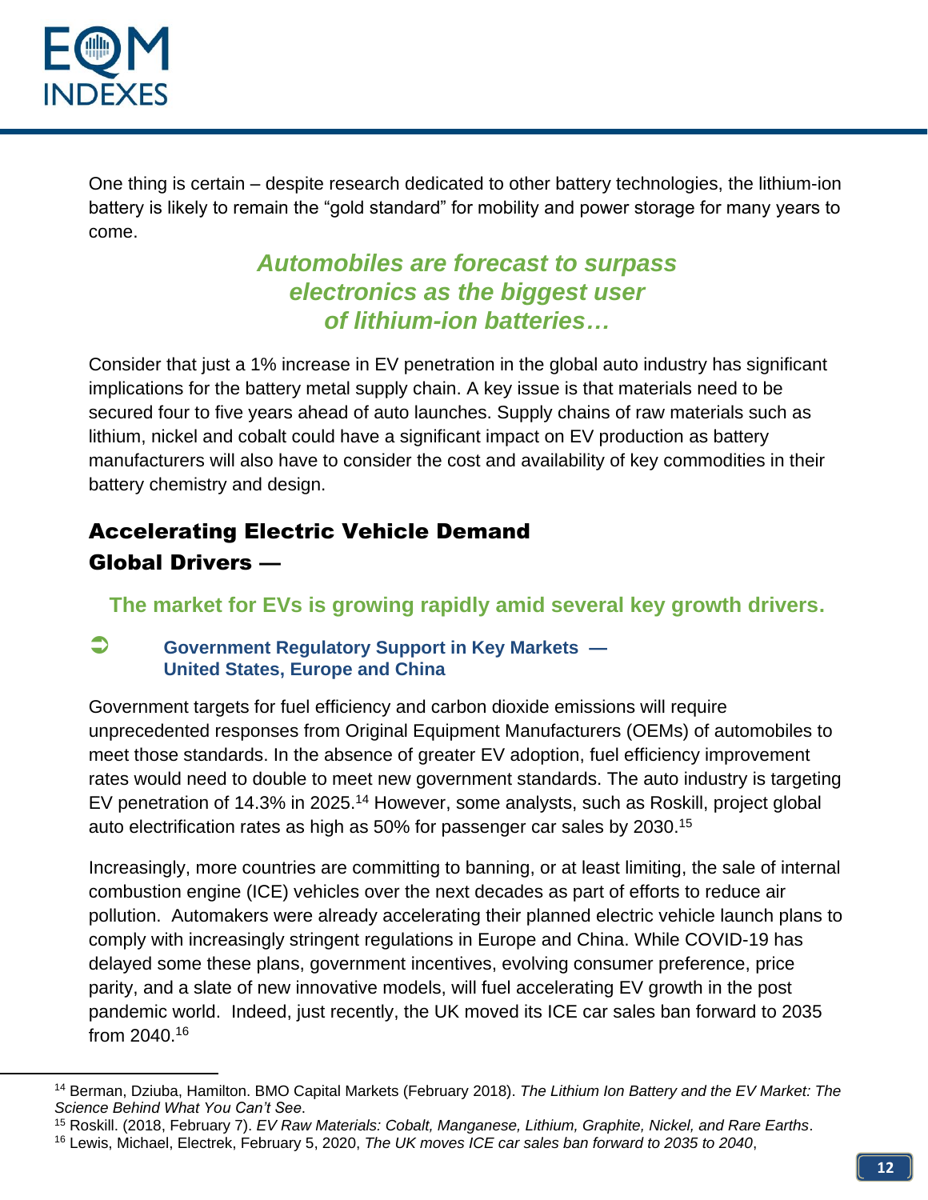One thing is certain – despite research dedicated to other battery technologies, the lithium-ion battery is likely to remain the “gold standard” for mobility and power storage for many years to come.

***Automobiles are forecast to surpass electronics as the biggest user of lithium-ion batteries…***

Consider that just a 1% increase in EV penetration in the global auto industry has significant implications for the battery metal supply chain. A key issue is that materials need to be secured four to five years ahead of auto launches. Supply chains of raw materials such as lithium, nickel and cobalt could have a significant impact on EV production as battery manufacturers will also have to consider the cost and availability of key commodities in their battery chemistry and design.

## Accelerating Electric Vehicle Demand

## Global Drivers —

**The market for EVs is growing rapidly amid several key growth drivers.**

### ➲ Government Regulatory Support in Key Markets — United States, Europe and China

Government targets for fuel efficiency and carbon dioxide emissions will require unprecedented responses from Original Equipment Manufacturers (OEMs) of automobiles to meet those standards. In the absence of greater EV adoption, fuel efficiency improvement rates would need to double to meet new government standards. The auto industry is targeting EV penetration of 14.3% in 2025.[14] However, some analysts, such as Roskill, project global auto electrification rates as high as 50% for passenger car sales by 2030.[15]

Increasingly, more countries are committing to banning, or at least limiting, the sale of internal combustion engine (ICE) vehicles over the next decades as part of efforts to reduce air pollution. Automakers were already accelerating their planned electric vehicle launch plans to comply with increasingly stringent regulations in Europe and China. While COVID-19 has delayed some these plans, government incentives, evolving consumer preference, price parity, and a slate of new innovative models, will fuel accelerating EV growth in the post pandemic world. Indeed, just recently, the UK moved its ICE car sales ban forward to 2035 from 2040.[16]

---

[14] Berman, Dziuba, Hamilton. BMO Capital Markets (February 2018). *The Lithium Ion Battery and the EV Market: The Science Behind What You Can't See*.

[15] Roskill. (2018, February 7). *EV Raw Materials: Cobalt, Manganese, Lithium, Graphite, Nickel, and Rare Earths*.

[16] Lewis, Michael, Electrek, February 5, 2020, *The UK moves ICE car sales ban forward to 2035 to 2040*,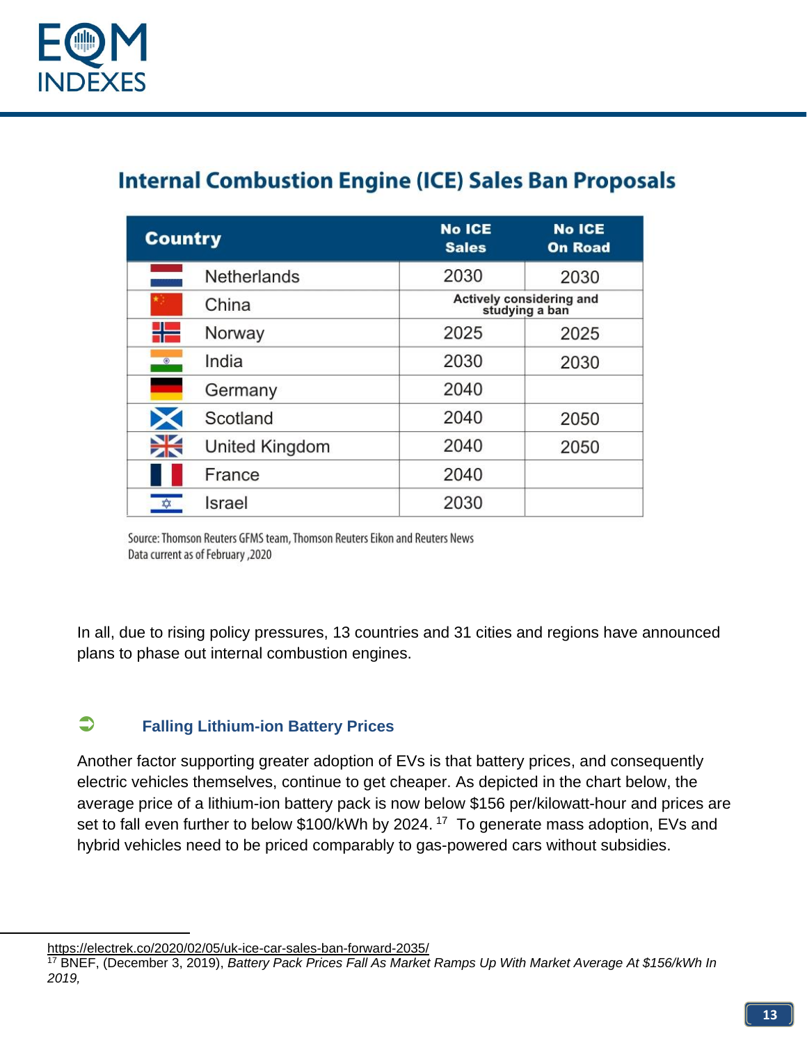## Internal Combustion Engine (ICE) Sales Ban Proposals

| Country | No ICE Sales | No ICE On Road |
|---|---|---|
| Netherlands | 2030 | 2030 |
| China | Actively considering and studying a ban | |
| Norway | 2025 | 2025 |
| India | 2030 | 2030 |
| Germany | 2040 | |
| Scotland | 2040 | 2050 |
| United Kingdom | 2040 | 2050 |
| France | 2040 | |
| Israel | 2030 | |

Source: Thomson Reuters GFMS team, Thomson Reuters Eikon and Reuters News
Data current as of February ,2020

In all, due to rising policy pressures, 13 countries and 31 cities and regions have announced plans to phase out internal combustion engines.

### Falling Lithium-ion Battery Prices

Another factor supporting greater adoption of EVs is that battery prices, and consequently electric vehicles themselves, continue to get cheaper. As depicted in the chart below, the average price of a lithium-ion battery pack is now below $156 per/kilowatt-hour and prices are set to fall even further to below $100/kWh by 2024.[17] To generate mass adoption, EVs and hybrid vehicles need to be priced comparably to gas-powered cars without subsidies.

---

https://electrek.co/2020/02/05/uk-ice-car-sales-ban-forward-2035/

[17] BNEF, (December 3, 2019), *Battery Pack Prices Fall As Market Ramps Up With Market Average At $156/kWh In 2019,*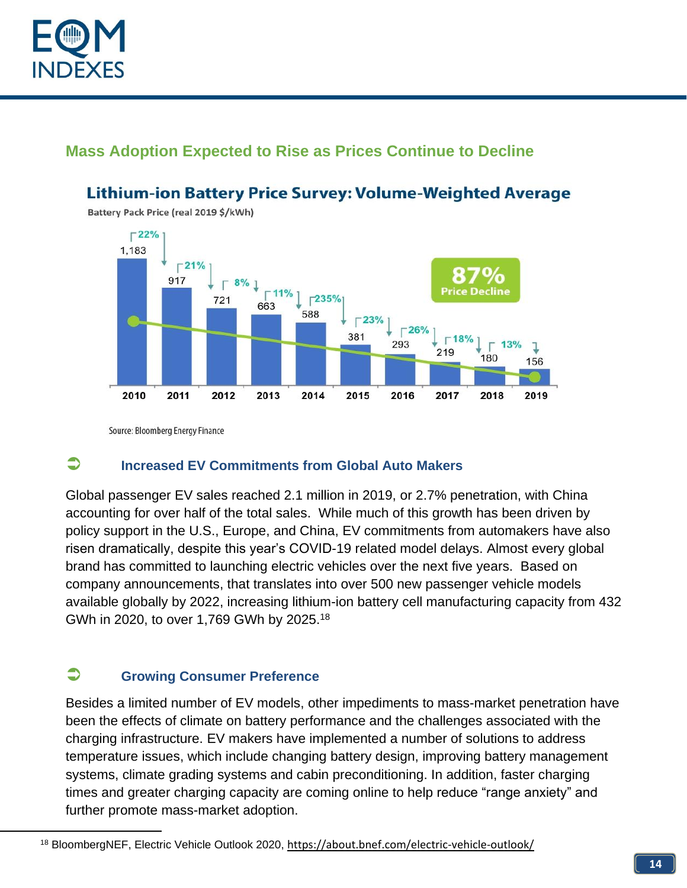## Mass Adoption Expected to Rise as Prices Continue to Decline

**Lithium-ion Battery Price Survey: Volume-Weighted Average**

Battery Pack Price (real 2019 $/kWh)

| Year | Price | Decline |
|---|---|---|
| 2010 | 1,183 | 22% |
| 2011 | 917 | 21% |
| 2012 | 721 | 8% |
| 2013 | 663 | 11% |
| 2014 | 588 | 235% |
| 2015 | 381 | 23% |
| 2016 | 293 | 26% |
| 2017 | 219 | 18% |
| 2018 | 180 | 13% |
| 2019 | 156 | |

**87% Price Decline**

Source: Bloomberg Energy Finance

### Increased EV Commitments from Global Auto Makers

Global passenger EV sales reached 2.1 million in 2019, or 2.7% penetration, with China accounting for over half of the total sales. While much of this growth has been driven by policy support in the U.S., Europe, and China, EV commitments from automakers have also risen dramatically, despite this year's COVID-19 related model delays. Almost every global brand has committed to launching electric vehicles over the next five years. Based on company announcements, that translates into over 500 new passenger vehicle models available globally by 2022, increasing lithium-ion battery cell manufacturing capacity from 432 GWh in 2020, to over 1,769 GWh by 2025.[18]

### Growing Consumer Preference

Besides a limited number of EV models, other impediments to mass-market penetration have been the effects of climate on battery performance and the challenges associated with the charging infrastructure. EV makers have implemented a number of solutions to address temperature issues, which include changing battery design, improving battery management systems, climate grading systems and cabin preconditioning. In addition, faster charging times and greater charging capacity are coming online to help reduce "range anxiety" and further promote mass-market adoption.

[18] BloombergNEF, Electric Vehicle Outlook 2020, https://about.bnef.com/electric-vehicle-outlook/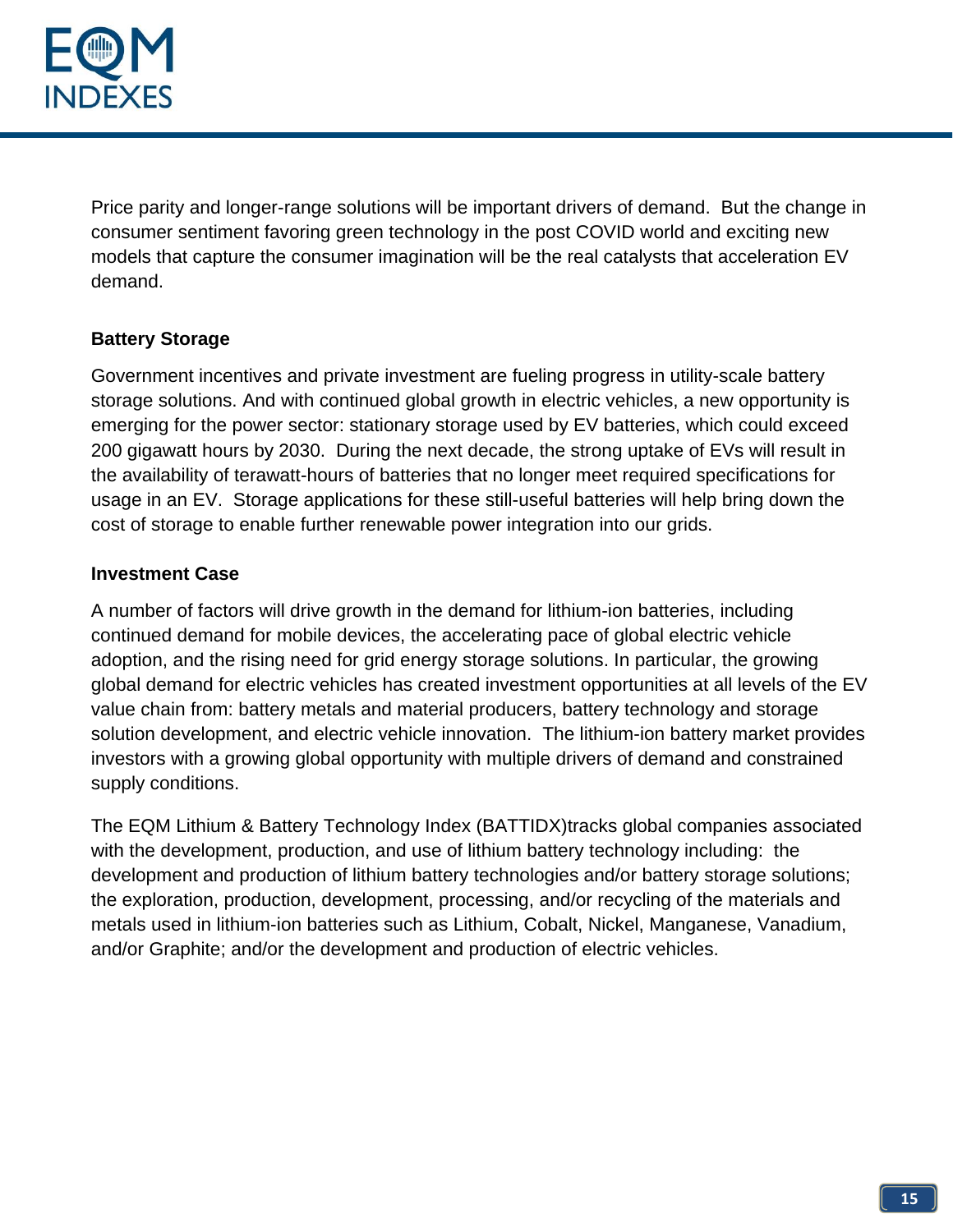Price parity and longer-range solutions will be important drivers of demand. But the change in consumer sentiment favoring green technology in the post COVID world and exciting new models that capture the consumer imagination will be the real catalysts that acceleration EV demand.

**Battery Storage**

Government incentives and private investment are fueling progress in utility-scale battery storage solutions. And with continued global growth in electric vehicles, a new opportunity is emerging for the power sector: stationary storage used by EV batteries, which could exceed 200 gigawatt hours by 2030. During the next decade, the strong uptake of EVs will result in the availability of terawatt-hours of batteries that no longer meet required specifications for usage in an EV. Storage applications for these still-useful batteries will help bring down the cost of storage to enable further renewable power integration into our grids.

**Investment Case**

A number of factors will drive growth in the demand for lithium-ion batteries, including continued demand for mobile devices, the accelerating pace of global electric vehicle adoption, and the rising need for grid energy storage solutions. In particular, the growing global demand for electric vehicles has created investment opportunities at all levels of the EV value chain from: battery metals and material producers, battery technology and storage solution development, and electric vehicle innovation. The lithium-ion battery market provides investors with a growing global opportunity with multiple drivers of demand and constrained supply conditions.

The EQM Lithium & Battery Technology Index (BATTIDX)tracks global companies associated with the development, production, and use of lithium battery technology including: the development and production of lithium battery technologies and/or battery storage solutions; the exploration, production, development, processing, and/or recycling of the materials and metals used in lithium-ion batteries such as Lithium, Cobalt, Nickel, Manganese, Vanadium, and/or Graphite; and/or the development and production of electric vehicles.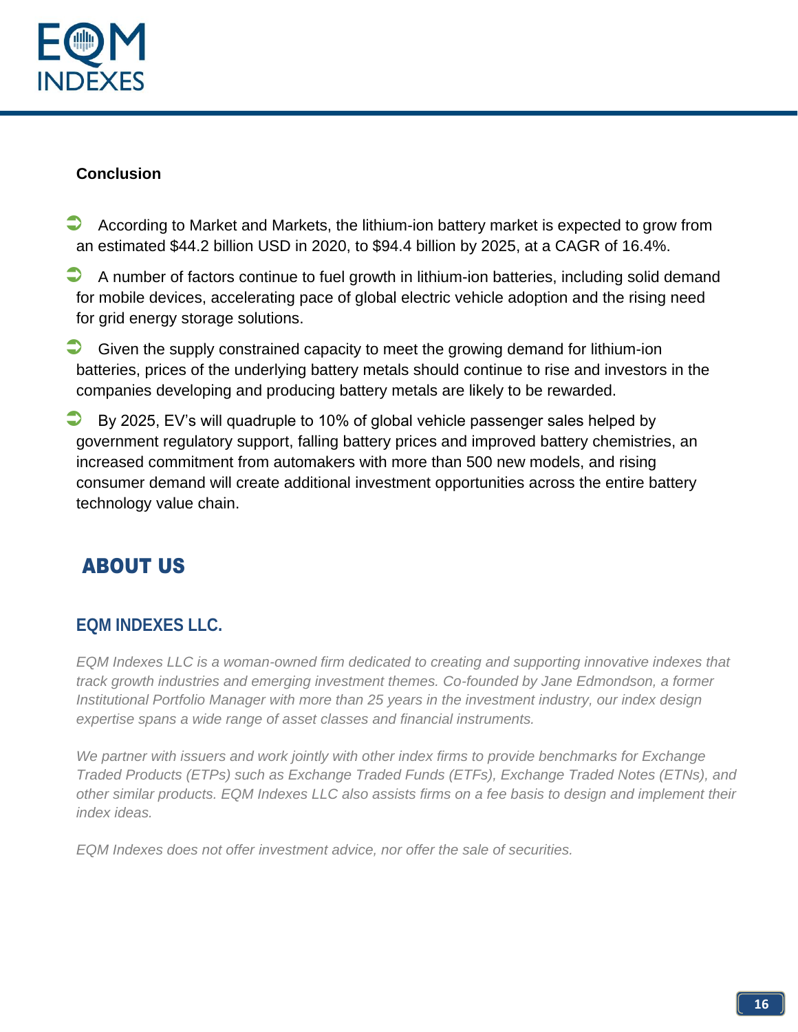**Conclusion**

- According to Market and Markets, the lithium-ion battery market is expected to grow from an estimated $44.2 billion USD in 2020, to $94.4 billion by 2025, at a CAGR of 16.4%.
- A number of factors continue to fuel growth in lithium-ion batteries, including solid demand for mobile devices, accelerating pace of global electric vehicle adoption and the rising need for grid energy storage solutions.
- Given the supply constrained capacity to meet the growing demand for lithium-ion batteries, prices of the underlying battery metals should continue to rise and investors in the companies developing and producing battery metals are likely to be rewarded.
- By 2025, EV's will quadruple to 10% of global vehicle passenger sales helped by government regulatory support, falling battery prices and improved battery chemistries, an increased commitment from automakers with more than 500 new models, and rising consumer demand will create additional investment opportunities across the entire battery technology value chain.

# ABOUT US

## EQM INDEXES LLC.

*EQM Indexes LLC is a woman-owned firm dedicated to creating and supporting innovative indexes that track growth industries and emerging investment themes. Co-founded by Jane Edmondson, a former Institutional Portfolio Manager with more than 25 years in the investment industry, our index design expertise spans a wide range of asset classes and financial instruments.*

*We partner with issuers and work jointly with other index firms to provide benchmarks for Exchange Traded Products (ETPs) such as Exchange Traded Funds (ETFs), Exchange Traded Notes (ETNs), and other similar products. EQM Indexes LLC also assists firms on a fee basis to design and implement their index ideas.*

*EQM Indexes does not offer investment advice, nor offer the sale of securities.*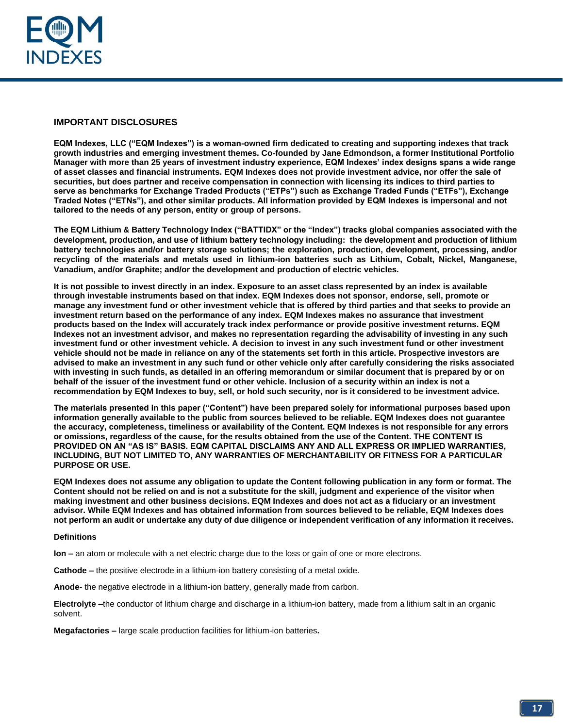## IMPORTANT DISCLOSURES

**EQM Indexes, LLC ("EQM Indexes") is a woman-owned firm dedicated to creating and supporting indexes that track growth industries and emerging investment themes. Co-founded by Jane Edmondson, a former Institutional Portfolio Manager with more than 25 years of investment industry experience, EQM Indexes' index designs spans a wide range of asset classes and financial instruments. EQM Indexes does not provide investment advice, nor offer the sale of securities, but does partner and receive compensation in connection with licensing its indices to third parties to serve as benchmarks for Exchange Traded Products ("ETPs") such as Exchange Traded Funds ("ETFs"), Exchange Traded Notes ("ETNs"), and other similar products. All information provided by EQM Indexes is impersonal and not tailored to the needs of any person, entity or group of persons.**

**The EQM Lithium & Battery Technology Index ("BATTIDX" or the "Index") tracks global companies associated with the development, production, and use of lithium battery technology including: the development and production of lithium battery technologies and/or battery storage solutions; the exploration, production, development, processing, and/or recycling of the materials and metals used in lithium-ion batteries such as Lithium, Cobalt, Nickel, Manganese, Vanadium, and/or Graphite; and/or the development and production of electric vehicles.**

**It is not possible to invest directly in an index. Exposure to an asset class represented by an index is available through investable instruments based on that index. EQM Indexes does not sponsor, endorse, sell, promote or manage any investment fund or other investment vehicle that is offered by third parties and that seeks to provide an investment return based on the performance of any index. EQM Indexes makes no assurance that investment products based on the Index will accurately track index performance or provide positive investment returns. EQM Indexes not an investment advisor, and makes no representation regarding the advisability of investing in any such investment fund or other investment vehicle. A decision to invest in any such investment fund or other investment vehicle should not be made in reliance on any of the statements set forth in this article. Prospective investors are advised to make an investment in any such fund or other vehicle only after carefully considering the risks associated with investing in such funds, as detailed in an offering memorandum or similar document that is prepared by or on behalf of the issuer of the investment fund or other vehicle. Inclusion of a security within an index is not a recommendation by EQM Indexes to buy, sell, or hold such security, nor is it considered to be investment advice.**

**The materials presented in this paper ("Content") have been prepared solely for informational purposes based upon information generally available to the public from sources believed to be reliable. EQM Indexes does not guarantee the accuracy, completeness, timeliness or availability of the Content. EQM Indexes is not responsible for any errors or omissions, regardless of the cause, for the results obtained from the use of the Content. THE CONTENT IS PROVIDED ON AN "AS IS" BASIS. EQM CAPITAL DISCLAIMS ANY AND ALL EXPRESS OR IMPLIED WARRANTIES, INCLUDING, BUT NOT LIMITED TO, ANY WARRANTIES OF MERCHANTABILITY OR FITNESS FOR A PARTICULAR PURPOSE OR USE.**

**EQM Indexes does not assume any obligation to update the Content following publication in any form or format. The Content should not be relied on and is not a substitute for the skill, judgment and experience of the visitor when making investment and other business decisions. EQM Indexes and does not act as a fiduciary or an investment advisor. While EQM Indexes and has obtained information from sources believed to be reliable, EQM Indexes does not perform an audit or undertake any duty of due diligence or independent verification of any information it receives.**

**Definitions**

**Ion –** an atom or molecule with a net electric charge due to the loss or gain of one or more electrons.

**Cathode –** the positive electrode in a lithium-ion battery consisting of a metal oxide.

**Anode**- the negative electrode in a lithium-ion battery, generally made from carbon.

**Electrolyte** –the conductor of lithium charge and discharge in a lithium-ion battery, made from a lithium salt in an organic solvent.

**Megafactories –** large scale production facilities for lithium-ion batteries**.**